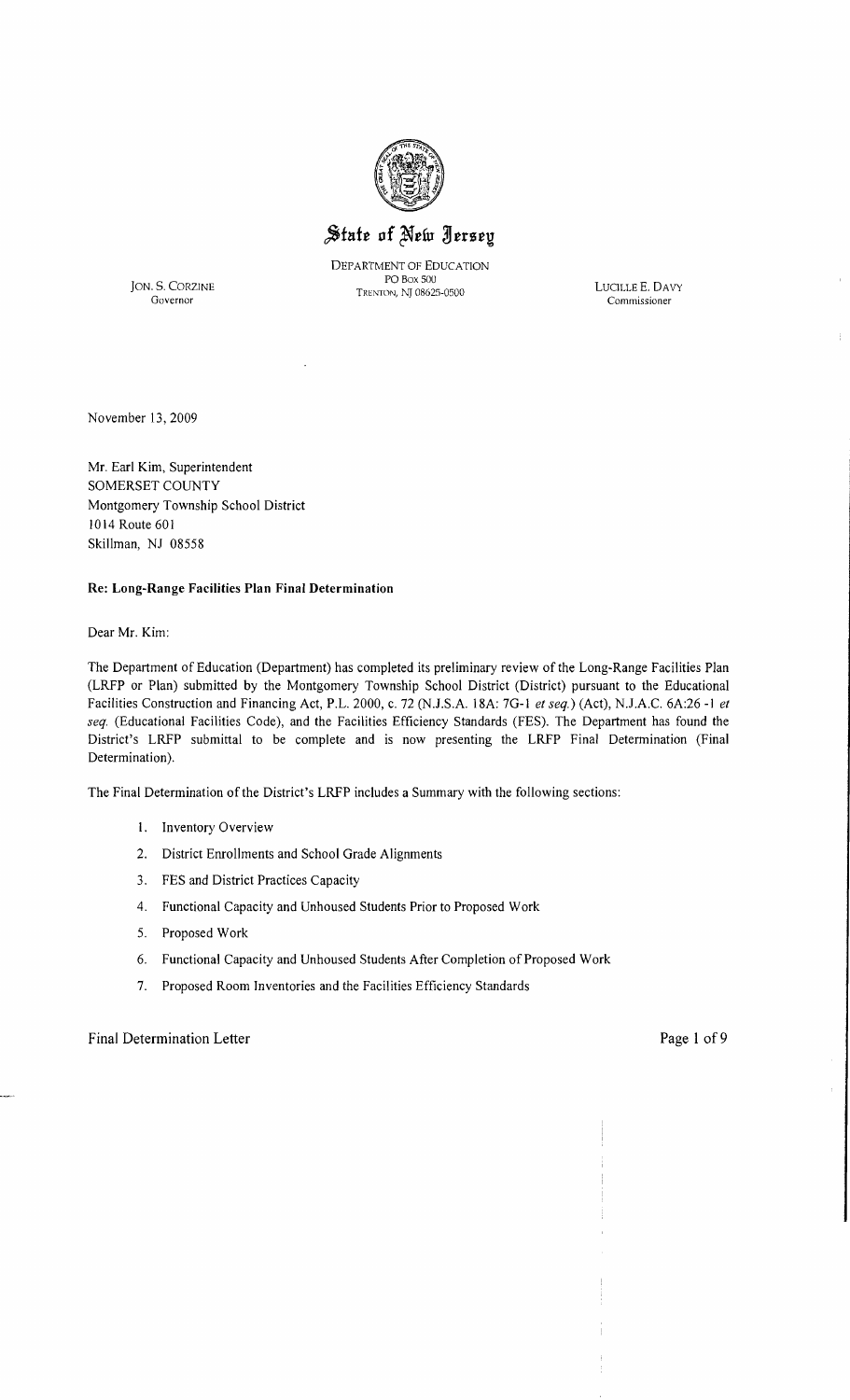# State of New Jersey

DEPARTMENT OF EDUCATION
PO Box 500
TRENTON, NJ 08625-0500

JON. S. CORZINE
Governor

LUCILLE E. DAVY
Commissioner

November 13, 2009

Mr. Earl Kim, Superintendent
SOMERSET COUNTY
Montgomery Township School District
1014 Route 601
Skillman, NJ 08558

**Re: Long-Range Facilities Plan Final Determination**

Dear Mr. Kim:

The Department of Education (Department) has completed its preliminary review of the Long-Range Facilities Plan (LRFP or Plan) submitted by the Montgomery Township School District (District) pursuant to the Educational Facilities Construction and Financing Act, P.L. 2000, c. 72 (N.J.S.A. 18A: 7G-1 *et seq.*) (Act), N.J.A.C. 6A:26 -1 *et seq.* (Educational Facilities Code), and the Facilities Efficiency Standards (FES). The Department has found the District's LRFP submittal to be complete and is now presenting the LRFP Final Determination (Final Determination).

The Final Determination of the District's LRFP includes a Summary with the following sections:

1. Inventory Overview
2. District Enrollments and School Grade Alignments
3. FES and District Practices Capacity
4. Functional Capacity and Unhoused Students Prior to Proposed Work
5. Proposed Work
6. Functional Capacity and Unhoused Students After Completion of Proposed Work
7. Proposed Room Inventories and the Facilities Efficiency Standards

Final Determination Letter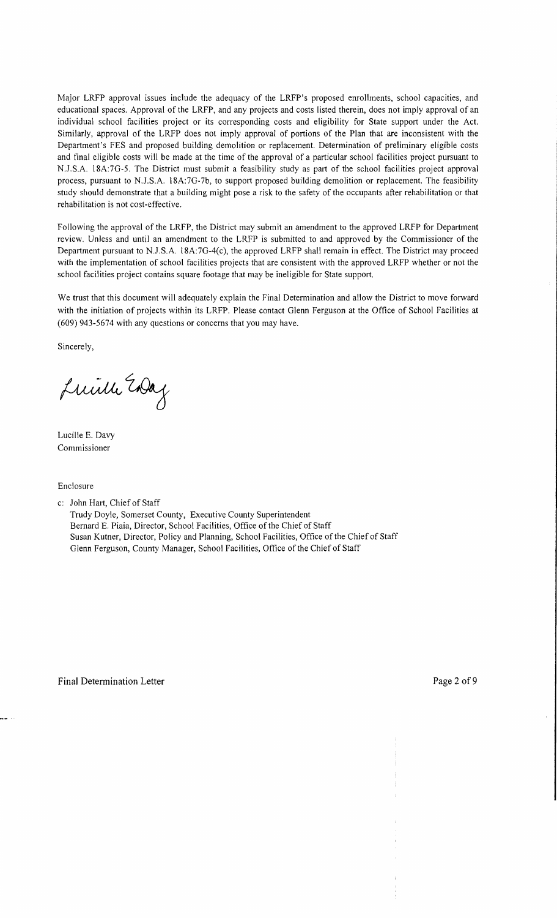Major LRFP approval issues include the adequacy of the LRFP's proposed enrollments, school capacities, and educational spaces. Approval of the LRFP, and any projects and costs listed therein, does not imply approval of an individual school facilities project or its corresponding costs and eligibility for State support under the Act. Similarly, approval of the LRFP does not imply approval of portions of the Plan that are inconsistent with the Department's FES and proposed building demolition or replacement. Determination of preliminary eligible costs and final eligible costs will be made at the time of the approval of a particular school facilities project pursuant to N.J.S.A. 18A:7G-5. The District must submit a feasibility study as part of the school facilities project approval process, pursuant to N.J.S.A. 18A:7G-7b, to support proposed building demolition or replacement. The feasibility study should demonstrate that a building might pose a risk to the safety of the occupants after rehabilitation or that rehabilitation is not cost-effective.

Following the approval of the LRFP, the District may submit an amendment to the approved LRFP for Department review. Unless and until an amendment to the LRFP is submitted to and approved by the Commissioner of the Department pursuant to N.J.S.A. 18A:7G-4(c), the approved LRFP shall remain in effect. The District may proceed with the implementation of school facilities projects that are consistent with the approved LRFP whether or not the school facilities project contains square footage that may be ineligible for State support.

We trust that this document will adequately explain the Final Determination and allow the District to move forward with the initiation of projects within its LRFP. Please contact Glenn Ferguson at the Office of School Facilities at (609) 943-5674 with any questions or concerns that you may have.

Sincerely,

Lucille E. Davy
Commissioner

Enclosure

c: John Hart, Chief of Staff
Trudy Doyle, Somerset County, Executive County Superintendent
Bernard E. Piaia, Director, School Facilities, Office of the Chief of Staff
Susan Kutner, Director, Policy and Planning, School Facilities, Office of the Chief of Staff
Glenn Ferguson, County Manager, School Facilities, Office of the Chief of Staff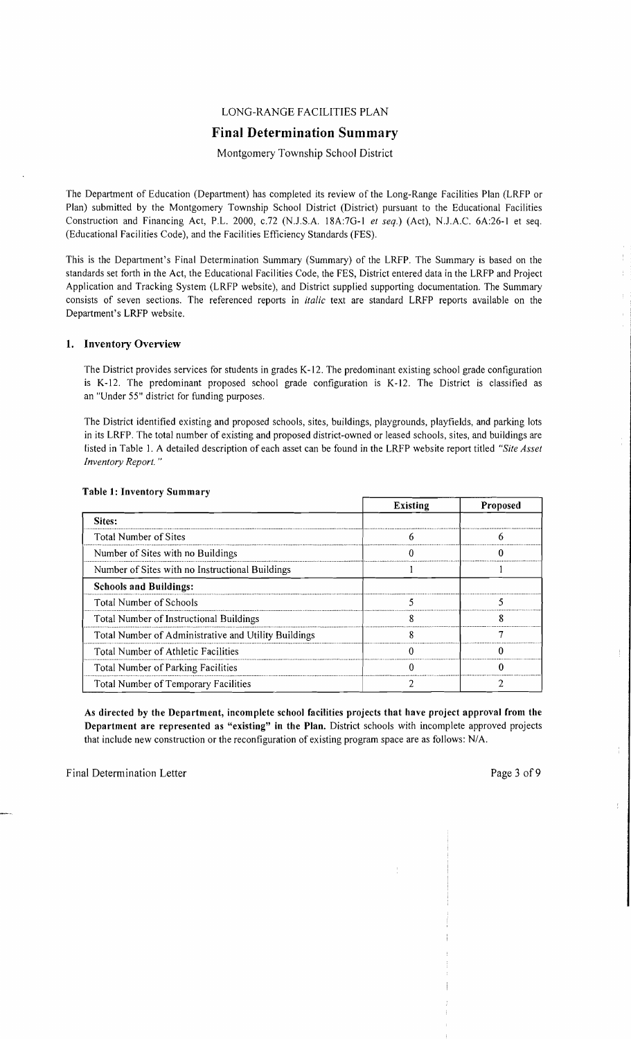LONG-RANGE FACILITIES PLAN

## Final Determination Summary

Montgomery Township School District

The Department of Education (Department) has completed its review of the Long-Range Facilities Plan (LRFP or Plan) submitted by the Montgomery Township School District (District) pursuant to the Educational Facilities Construction and Financing Act, P.L. 2000, c.72 (N.J.S.A. 18A:7G-1 *et seq.*) (Act), N.J.A.C. 6A:26-1 et seq. (Educational Facilities Code), and the Facilities Efficiency Standards (FES).

This is the Department's Final Determination Summary (Summary) of the LRFP. The Summary is based on the standards set forth in the Act, the Educational Facilities Code, the FES, District entered data in the LRFP and Project Application and Tracking System (LRFP website), and District supplied supporting documentation. The Summary consists of seven sections. The referenced reports in *italic* text are standard LRFP reports available on the Department's LRFP website.

### 1. Inventory Overview

The District provides services for students in grades K-12. The predominant existing school grade configuration is K-12. The predominant proposed school grade configuration is K-12. The District is classified as an "Under 55" district for funding purposes.

The District identified existing and proposed schools, sites, buildings, playgrounds, playfields, and parking lots in its LRFP. The total number of existing and proposed district-owned or leased schools, sites, and buildings are listed in Table 1. A detailed description of each asset can be found in the LRFP website report titled *"Site Asset Inventory Report."*

**Table 1: Inventory Summary**

| | Existing | Proposed |
|---|---|---|
| **Sites:** | | |
| Total Number of Sites | 6 | 6 |
| Number of Sites with no Buildings | 0 | 0 |
| Number of Sites with no Instructional Buildings | 1 | 1 |
| **Schools and Buildings:** | | |
| Total Number of Schools | 5 | 5 |
| Total Number of Instructional Buildings | 8 | 8 |
| Total Number of Administrative and Utility Buildings | 8 | 7 |
| Total Number of Athletic Facilities | 0 | 0 |
| Total Number of Parking Facilities | 0 | 0 |
| Total Number of Temporary Facilities | 2 | 2 |

**As directed by the Department, incomplete school facilities projects that have project approval from the Department are represented as "existing" in the Plan.** District schools with incomplete approved projects that include new construction or the reconfiguration of existing program space are as follows: N/A.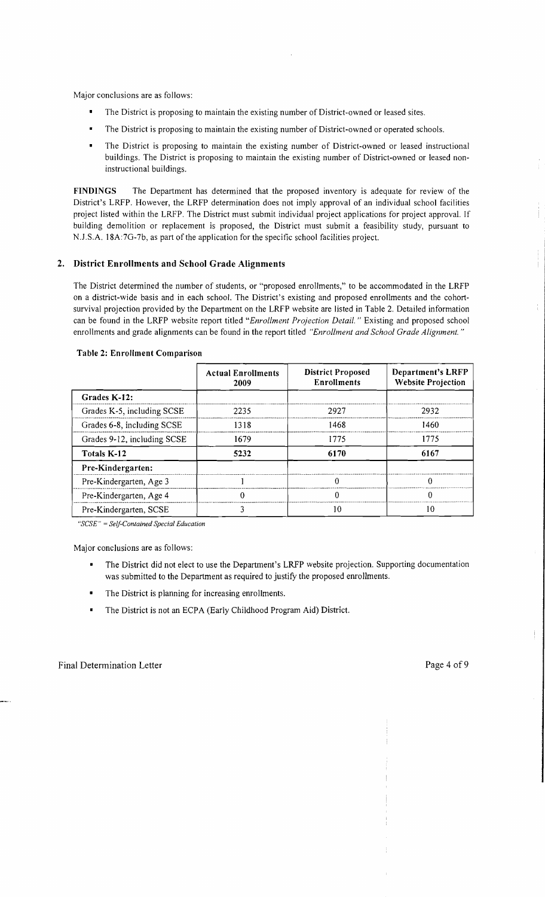Major conclusions are as follows:

- The District is proposing to maintain the existing number of District-owned or leased sites.
- The District is proposing to maintain the existing number of District-owned or operated schools.
- The District is proposing to maintain the existing number of District-owned or leased instructional buildings. The District is proposing to maintain the existing number of District-owned or leased non-instructional buildings.

**FINDINGS** The Department has determined that the proposed inventory is adequate for review of the District's LRFP. However, the LRFP determination does not imply approval of an individual school facilities project listed within the LRFP. The District must submit individual project applications for project approval. If building demolition or replacement is proposed, the District must submit a feasibility study, pursuant to N.J.S.A. 18A:7G-7b, as part of the application for the specific school facilities project.

## 2. District Enrollments and School Grade Alignments

The District determined the number of students, or "proposed enrollments," to be accommodated in the LRFP on a district-wide basis and in each school. The District's existing and proposed enrollments and the cohort-survival projection provided by the Department on the LRFP website are listed in Table 2. Detailed information can be found in the LRFP website report titled "*Enrollment Projection Detail.*" Existing and proposed school enrollments and grade alignments can be found in the report titled "*Enrollment and School Grade Alignment.*"

**Table 2: Enrollment Comparison**

| | Actual Enrollments 2009 | District Proposed Enrollments | Department's LRFP Website Projection |
|---|---|---|---|
| **Grades K-12:** | | | |
| Grades K-5, including SCSE | 2235 | 2927 | 2932 |
| Grades 6-8, including SCSE | 1318 | 1468 | 1460 |
| Grades 9-12, including SCSE | 1679 | 1775 | 1775 |
| **Totals K-12** | **5232** | **6170** | **6167** |
| **Pre-Kindergarten:** | | | |
| Pre-Kindergarten, Age 3 | 1 | 0 | 0 |
| Pre-Kindergarten, Age 4 | 0 | 0 | 0 |
| Pre-Kindergarten, SCSE | 3 | 10 | 10 |

*"SCSE" = Self-Contained Special Education*

Major conclusions are as follows:

- The District did not elect to use the Department's LRFP website projection. Supporting documentation was submitted to the Department as required to justify the proposed enrollments.
- The District is planning for increasing enrollments.
- The District is not an ECPA (Early Childhood Program Aid) District.

Final Determination Letter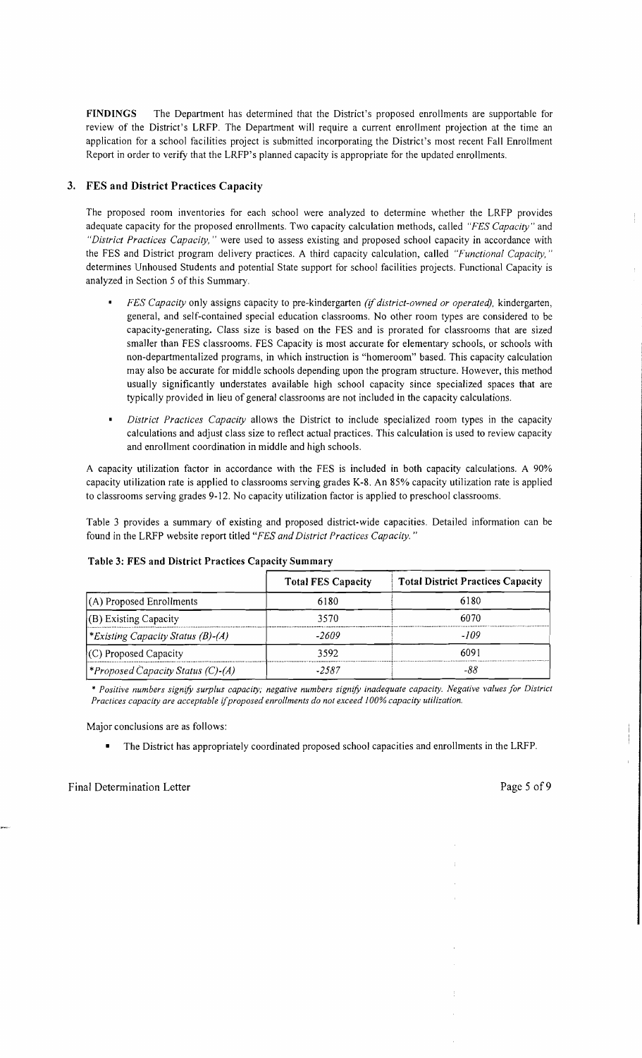**FINDINGS** The Department has determined that the District's proposed enrollments are supportable for review of the District's LRFP. The Department will require a current enrollment projection at the time an application for a school facilities project is submitted incorporating the District's most recent Fall Enrollment Report in order to verify that the LRFP's planned capacity is appropriate for the updated enrollments.

## 3. FES and District Practices Capacity

The proposed room inventories for each school were analyzed to determine whether the LRFP provides adequate capacity for the proposed enrollments. Two capacity calculation methods, called *"FES Capacity"* and *"District Practices Capacity,"* were used to assess existing and proposed school capacity in accordance with the FES and District program delivery practices. A third capacity calculation, called *"Functional Capacity,"* determines Unhoused Students and potential State support for school facilities projects. Functional Capacity is analyzed in Section 5 of this Summary.

- *FES Capacity* only assigns capacity to pre-kindergarten *(if district-owned or operated)*, kindergarten, general, and self-contained special education classrooms. No other room types are considered to be capacity-generating. Class size is based on the FES and is prorated for classrooms that are sized smaller than FES classrooms. FES Capacity is most accurate for elementary schools, or schools with non-departmentalized programs, in which instruction is "homeroom" based. This capacity calculation may also be accurate for middle schools depending upon the program structure. However, this method usually significantly understates available high school capacity since specialized spaces that are typically provided in lieu of general classrooms are not included in the capacity calculations.
- *District Practices Capacity* allows the District to include specialized room types in the capacity calculations and adjust class size to reflect actual practices. This calculation is used to review capacity and enrollment coordination in middle and high schools.

A capacity utilization factor in accordance with the FES is included in both capacity calculations. A 90% capacity utilization rate is applied to classrooms serving grades K-8. An 85% capacity utilization rate is applied to classrooms serving grades 9-12. No capacity utilization factor is applied to preschool classrooms.

Table 3 provides a summary of existing and proposed district-wide capacities. Detailed information can be found in the LRFP website report titled *"FES and District Practices Capacity."*

**Table 3: FES and District Practices Capacity Summary**

| | Total FES Capacity | Total District Practices Capacity |
|---|---|---|
| (A) Proposed Enrollments | 6180 | 6180 |
| (B) Existing Capacity | 3570 | 6070 |
| **Existing Capacity Status (B)-(A)* | *-2609* | *-109* |
| (C) Proposed Capacity | 3592 | 6091 |
| **Proposed Capacity Status (C)-(A)* | *-2587* | *-88* |

*\* Positive numbers signify surplus capacity; negative numbers signify inadequate capacity. Negative values for District Practices capacity are acceptable if proposed enrollments do not exceed 100% capacity utilization.*

Major conclusions are as follows:

- The District has appropriately coordinated proposed school capacities and enrollments in the LRFP.

Final Determination Letter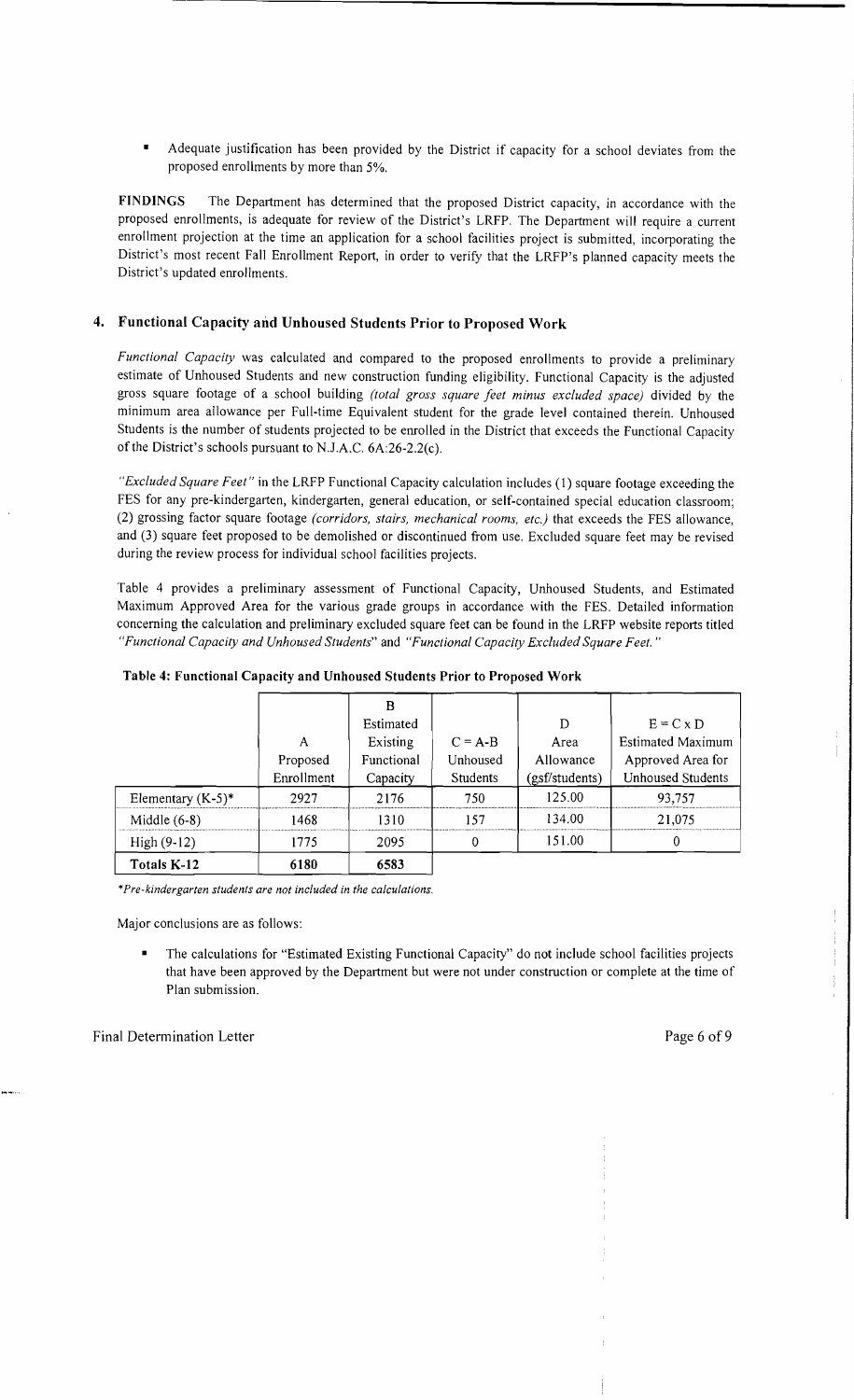- Adequate justification has been provided by the District if capacity for a school deviates from the proposed enrollments by more than 5%.

**FINDINGS** The Department has determined that the proposed District capacity, in accordance with the proposed enrollments, is adequate for review of the District's LRFP. The Department will require a current enrollment projection at the time an application for a school facilities project is submitted, incorporating the District's most recent Fall Enrollment Report, in order to verify that the LRFP's planned capacity meets the District's updated enrollments.

## 4. Functional Capacity and Unhoused Students Prior to Proposed Work

*Functional Capacity* was calculated and compared to the proposed enrollments to provide a preliminary estimate of Unhoused Students and new construction funding eligibility. Functional Capacity is the adjusted gross square footage of a school building *(total gross square feet minus excluded space)* divided by the minimum area allowance per Full-time Equivalent student for the grade level contained therein. Unhoused Students is the number of students projected to be enrolled in the District that exceeds the Functional Capacity of the District's schools pursuant to N.J.A.C. 6A:26-2.2(c).

*"Excluded Square Feet"* in the LRFP Functional Capacity calculation includes (1) square footage exceeding the FES for any pre-kindergarten, kindergarten, general education, or self-contained special education classroom; (2) grossing factor square footage *(corridors, stairs, mechanical rooms, etc.)* that exceeds the FES allowance, and (3) square feet proposed to be demolished or discontinued from use. Excluded square feet may be revised during the review process for individual school facilities projects.

Table 4 provides a preliminary assessment of Functional Capacity, Unhoused Students, and Estimated Maximum Approved Area for the various grade groups in accordance with the FES. Detailed information concerning the calculation and preliminary excluded square feet can be found in the LRFP website reports titled *"Functional Capacity and Unhoused Students"* and *"Functional Capacity Excluded Square Feet."*

**Table 4: Functional Capacity and Unhoused Students Prior to Proposed Work**

| | A Proposed Enrollment | B Estimated Existing Functional Capacity | C = A-B Unhoused Students | D Area Allowance (gsf/students) | E = C x D Estimated Maximum Approved Area for Unhoused Students |
|---|---|---|---|---|---|
| Elementary (K-5)* | 2927 | 2176 | 750 | 125.00 | 93,757 |
| Middle (6-8) | 1468 | 1310 | 157 | 134.00 | 21,075 |
| High (9-12) | 1775 | 2095 | 0 | 151.00 | 0 |
| **Totals K-12** | **6180** | **6583** | | | |

*\*Pre-kindergarten students are not included in the calculations.*

Major conclusions are as follows:

- The calculations for "Estimated Existing Functional Capacity" do not include school facilities projects that have been approved by the Department but were not under construction or complete at the time of Plan submission.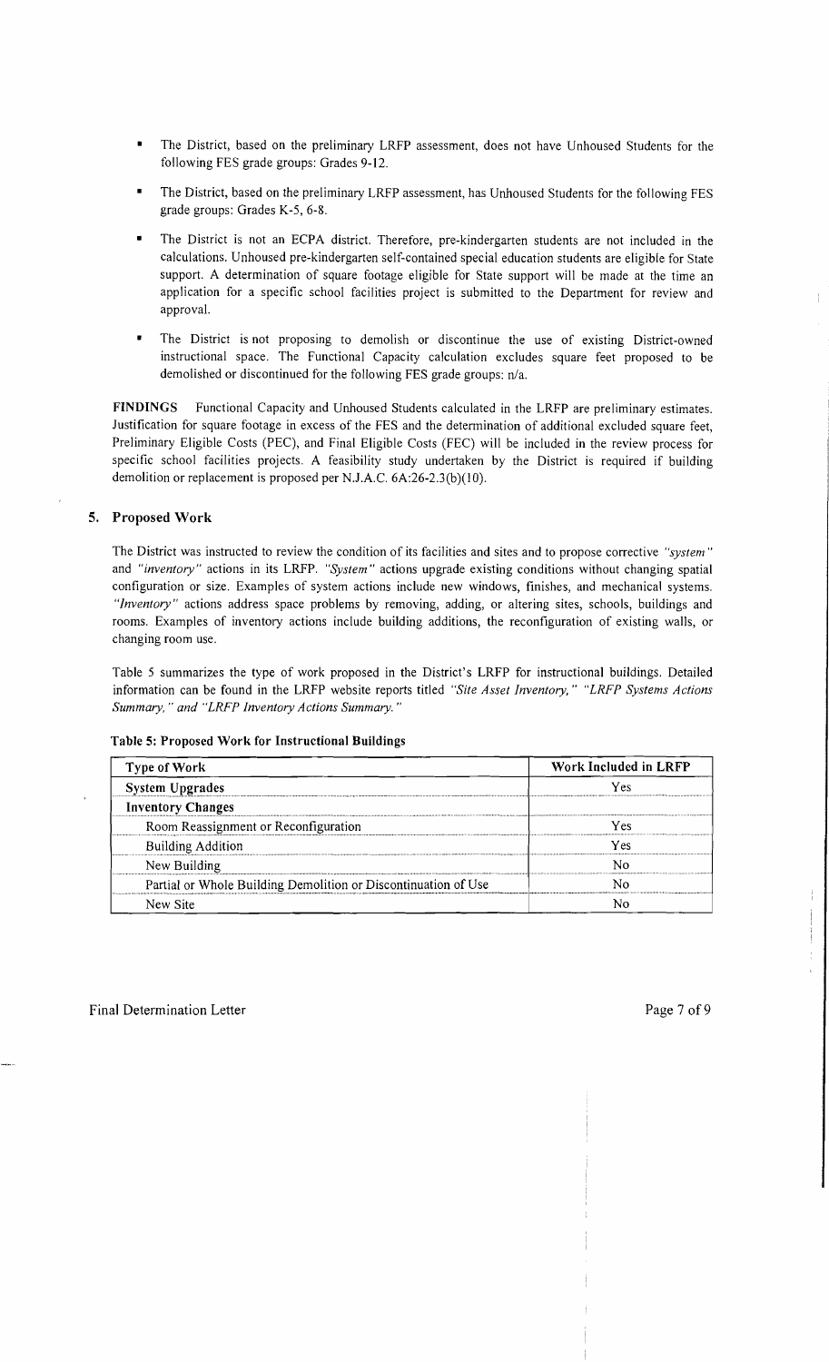- The District, based on the preliminary LRFP assessment, does not have Unhoused Students for the following FES grade groups: Grades 9-12.
- The District, based on the preliminary LRFP assessment, has Unhoused Students for the following FES grade groups: Grades K-5, 6-8.
- The District is not an ECPA district. Therefore, pre-kindergarten students are not included in the calculations. Unhoused pre-kindergarten self-contained special education students are eligible for State support. A determination of square footage eligible for State support will be made at the time an application for a specific school facilities project is submitted to the Department for review and approval.
- The District is not proposing to demolish or discontinue the use of existing District-owned instructional space. The Functional Capacity calculation excludes square feet proposed to be demolished or discontinued for the following FES grade groups: n/a.

**FINDINGS** Functional Capacity and Unhoused Students calculated in the LRFP are preliminary estimates. Justification for square footage in excess of the FES and the determination of additional excluded square feet, Preliminary Eligible Costs (PEC), and Final Eligible Costs (FEC) will be included in the review process for specific school facilities projects. A feasibility study undertaken by the District is required if building demolition or replacement is proposed per N.J.A.C. 6A:26-2.3(b)(10).

## 5. Proposed Work

The District was instructed to review the condition of its facilities and sites and to propose corrective *"system"* and *"inventory"* actions in its LRFP. *"System"* actions upgrade existing conditions without changing spatial configuration or size. Examples of system actions include new windows, finishes, and mechanical systems. *"Inventory"* actions address space problems by removing, adding, or altering sites, schools, buildings and rooms. Examples of inventory actions include building additions, the reconfiguration of existing walls, or changing room use.

Table 5 summarizes the type of work proposed in the District's LRFP for instructional buildings. Detailed information can be found in the LRFP website reports titled *"Site Asset Inventory," "LRFP Systems Actions Summary," and "LRFP Inventory Actions Summary."*

**Table 5: Proposed Work for Instructional Buildings**

| Type of Work | Work Included in LRFP |
|---|---|
| **System Upgrades** | Yes |
| **Inventory Changes** | |
| Room Reassignment or Reconfiguration | Yes |
| Building Addition | Yes |
| New Building | No |
| Partial or Whole Building Demolition or Discontinuation of Use | No |
| New Site | No |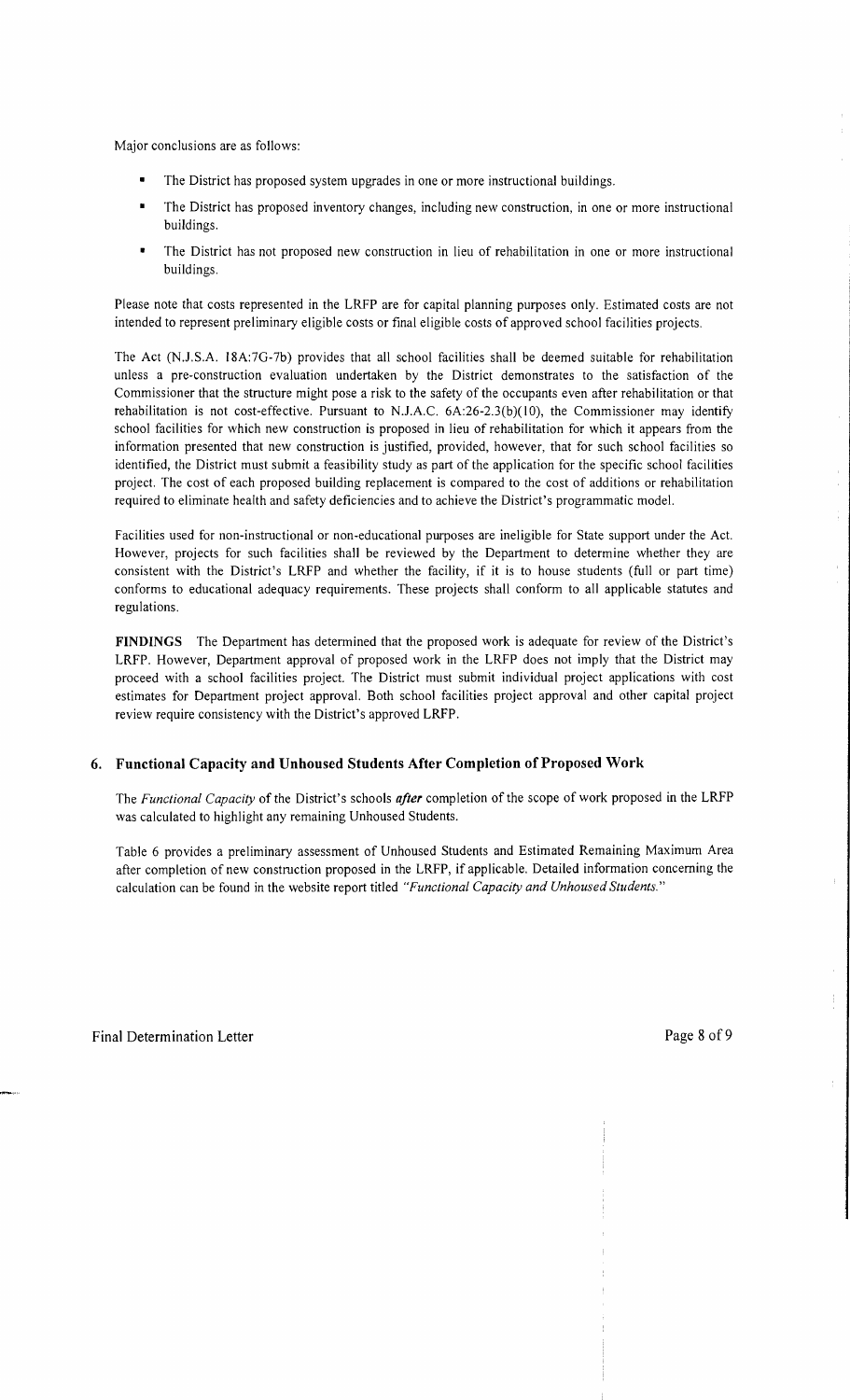Major conclusions are as follows:

- The District has proposed system upgrades in one or more instructional buildings.
- The District has proposed inventory changes, including new construction, in one or more instructional buildings.
- The District has not proposed new construction in lieu of rehabilitation in one or more instructional buildings.

Please note that costs represented in the LRFP are for capital planning purposes only. Estimated costs are not intended to represent preliminary eligible costs or final eligible costs of approved school facilities projects.

The Act (N.J.S.A. 18A:7G-7b) provides that all school facilities shall be deemed suitable for rehabilitation unless a pre-construction evaluation undertaken by the District demonstrates to the satisfaction of the Commissioner that the structure might pose a risk to the safety of the occupants even after rehabilitation or that rehabilitation is not cost-effective. Pursuant to N.J.A.C. 6A:26-2.3(b)(10), the Commissioner may identify school facilities for which new construction is proposed in lieu of rehabilitation for which it appears from the information presented that new construction is justified, provided, however, that for such school facilities so identified, the District must submit a feasibility study as part of the application for the specific school facilities project. The cost of each proposed building replacement is compared to the cost of additions or rehabilitation required to eliminate health and safety deficiencies and to achieve the District's programmatic model.

Facilities used for non-instructional or non-educational purposes are ineligible for State support under the Act. However, projects for such facilities shall be reviewed by the Department to determine whether they are consistent with the District's LRFP and whether the facility, if it is to house students (full or part time) conforms to educational adequacy requirements. These projects shall conform to all applicable statutes and regulations.

**FINDINGS** The Department has determined that the proposed work is adequate for review of the District's LRFP. However, Department approval of proposed work in the LRFP does not imply that the District may proceed with a school facilities project. The District must submit individual project applications with cost estimates for Department project approval. Both school facilities project approval and other capital project review require consistency with the District's approved LRFP.

## 6. Functional Capacity and Unhoused Students After Completion of Proposed Work

The *Functional Capacity* of the District's schools ***after*** completion of the scope of work proposed in the LRFP was calculated to highlight any remaining Unhoused Students.

Table 6 provides a preliminary assessment of Unhoused Students and Estimated Remaining Maximum Area after completion of new construction proposed in the LRFP, if applicable. Detailed information concerning the calculation can be found in the website report titled *"Functional Capacity and Unhoused Students."*

Final Determination Letter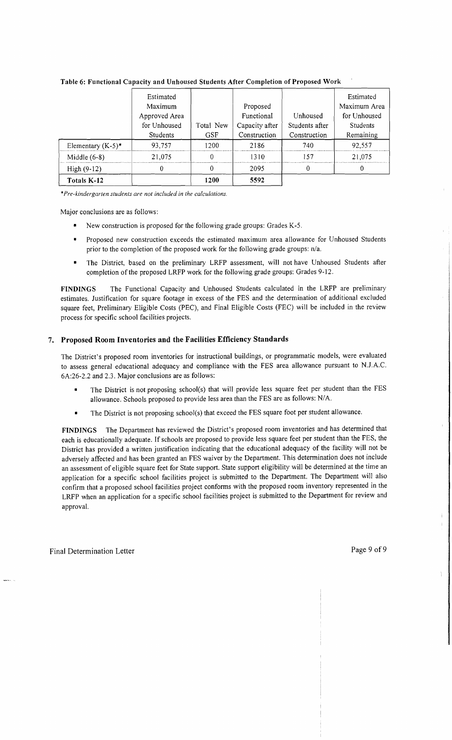**Table 6: Functional Capacity and Unhoused Students After Completion of Proposed Work**

| | Estimated Maximum Approved Area for Unhoused Students | Total New GSF | Proposed Functional Capacity after Construction | Unhoused Students after Construction | Estimated Maximum Area for Unhoused Students Remaining |
|---|---|---|---|---|---|
| Elementary (K-5)* | 93,757 | 1200 | 2186 | 740 | 92,557 |
| Middle (6-8) | 21,075 | 0 | 1310 | 157 | 21,075 |
| High (9-12) | 0 | 0 | 2095 | 0 | 0 |
| **Totals K-12** | | **1200** | **5592** | | |

*\*Pre-kindergarten students are not included in the calculations.*

Major conclusions are as follows:

- New construction is proposed for the following grade groups: Grades K-5.
- Proposed new construction exceeds the estimated maximum area allowance for Unhoused Students prior to the completion of the proposed work for the following grade groups: n/a.
- The District, based on the preliminary LRFP assessment, will not have Unhoused Students after completion of the proposed LRFP work for the following grade groups: Grades 9-12.

**FINDINGS** The Functional Capacity and Unhoused Students calculated in the LRFP are preliminary estimates. Justification for square footage in excess of the FES and the determination of additional excluded square feet, Preliminary Eligible Costs (PEC), and Final Eligible Costs (FEC) will be included in the review process for specific school facilities projects.

## 7. Proposed Room Inventories and the Facilities Efficiency Standards

The District's proposed room inventories for instructional buildings, or programmatic models, were evaluated to assess general educational adequacy and compliance with the FES area allowance pursuant to N.J.A.C. 6A:26-2.2 and 2.3. Major conclusions are as follows:

- The District is not proposing school(s) that will provide less square feet per student than the FES allowance. Schools proposed to provide less area than the FES are as follows: N/A.
- The District is not proposing school(s) that exceed the FES square foot per student allowance.

**FINDINGS** The Department has reviewed the District's proposed room inventories and has determined that each is educationally adequate. If schools are proposed to provide less square feet per student than the FES, the District has provided a written justification indicating that the educational adequacy of the facility will not be adversely affected and has been granted an FES waiver by the Department. This determination does not include an assessment of eligible square feet for State support. State support eligibility will be determined at the time an application for a specific school facilities project is submitted to the Department. The Department will also confirm that a proposed school facilities project conforms with the proposed room inventory represented in the LRFP when an application for a specific school facilities project is submitted to the Department for review and approval.